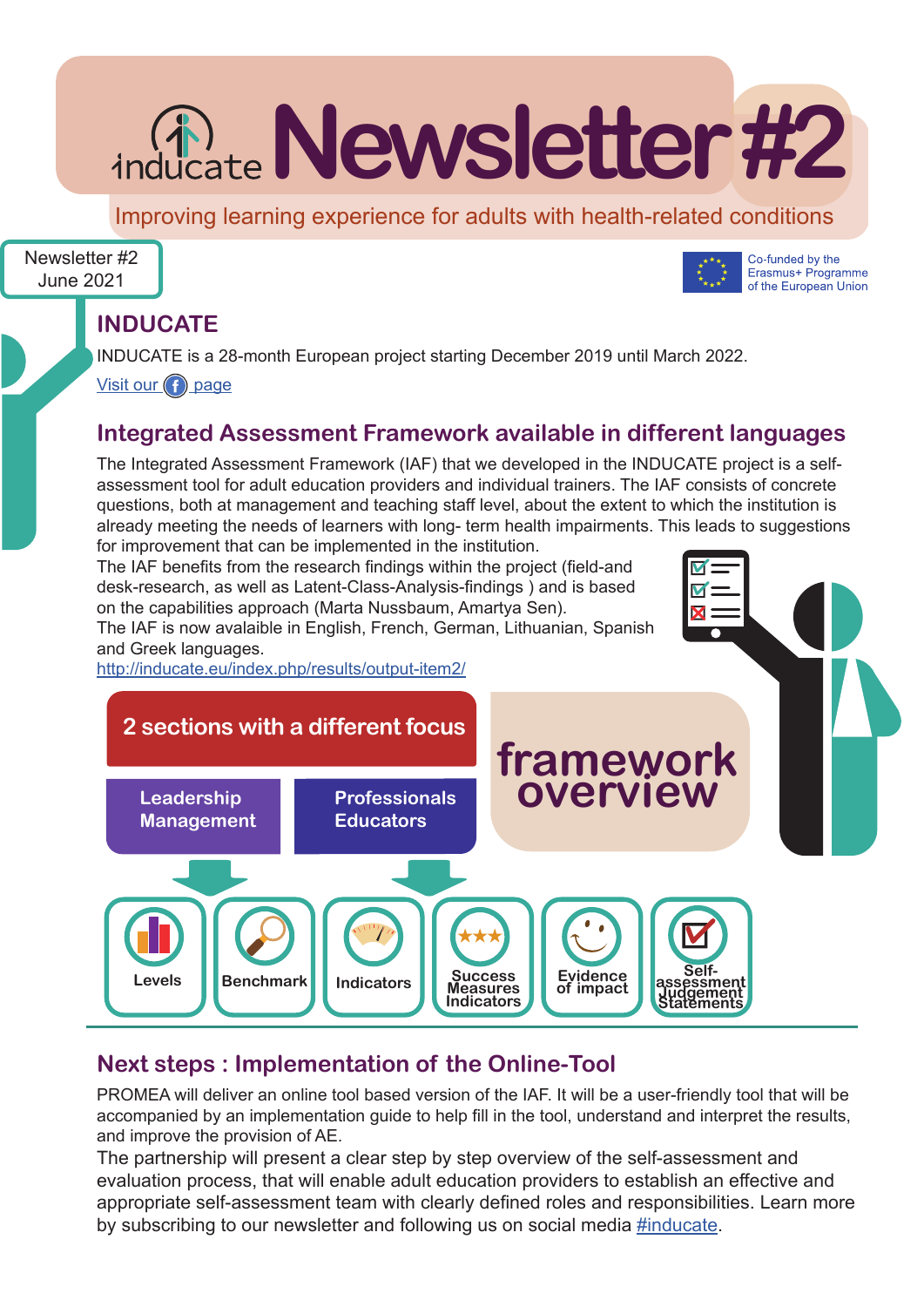# inducate Newsletter #2

Improving learning experience for adults with health-related conditions

Newsletter #2
June 2021

Co-funded by the Erasmus+ Programme of the European Union

## INDUCATE

INDUCATE is a 28-month European project starting December 2019 until March 2022.

Visit our page

## Integrated Assessment Framework available in different languages

The Integrated Assessment Framework (IAF) that we developed in the INDUCATE project is a self-assessment tool for adult education providers and individual trainers. The IAF consists of concrete questions, both at management and teaching staff level, about the extent to which the institution is already meeting the needs of learners with long- term health impairments. This leads to suggestions for improvement that can be implemented in the institution.

The IAF benefits from the research findings within the project (field-and desk-research, as well as Latent-Class-Analysis-findings ) and is based on the capabilities approach (Marta Nussbaum, Amartya Sen).

The IAF is now avalaible in English, French, German, Lithuanian, Spanish and Greek languages.

http://inducate.eu/index.php/results/output-item2/

**framework overview**

**2 sections with a different focus**

- Leadership Management
- Professionals Educators

- Levels
- Benchmark
- Indicators
- Success Measures Indicators
- Evidence of impact
- Self-assessment Judgement Statements

## Next steps : Implementation of the Online-Tool

PROMEA will deliver an online tool based version of the IAF. It will be a user-friendly tool that will be accompanied by an implementation guide to help fill in the tool, understand and interpret the results, and improve the provision of AE.

The partnership will present a clear step by step overview of the self-assessment and evaluation process, that will enable adult education providers to establish an effective and appropriate self-assessment team with clearly defined roles and responsibilities. Learn more by subscribing to our newsletter and following us on social media #inducate.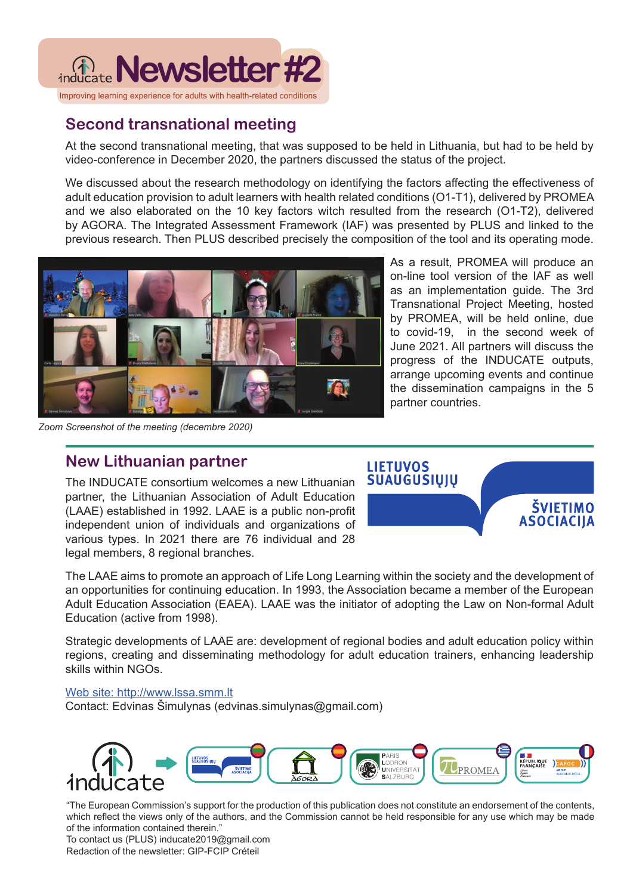# inducate Newsletter #2

Improving learning experience for adults with health-related conditions

## Second transnational meeting

At the second transnational meeting, that was supposed to be held in Lithuania, but had to be held by video-conference in December 2020, the partners discussed the status of the project.

We discussed about the research methodology on identifying the factors affecting the effectiveness of adult education provision to adult learners with health related conditions (O1-T1), delivered by PROMEA and we also elaborated on the 10 key factors witch resulted from the research (O1-T2), delivered by AGORA. The Integrated Assessment Framework (IAF) was presented by PLUS and linked to the previous research. Then PLUS described precisely the composition of the tool and its operating mode.

As a result, PROMEA will produce an on-line tool version of the IAF as well as an implementation guide. The 3rd Transnational Project Meeting, hosted by PROMEA, will be held online, due to covid-19, in the second week of June 2021. All partners will discuss the progress of the INDUCATE outputs, arrange upcoming events and continue the dissemination campaigns in the 5 partner countries.

*Zoom Screenshot of the meeting (decembre 2020)*

## New Lithuanian partner

The INDUCATE consortium welcomes a new Lithuanian partner, the Lithuanian Association of Adult Education (LAAE) established in 1992. LAAE is a public non-profit independent union of individuals and organizations of various types. In 2021 there are 76 individual and 28 legal members, 8 regional branches.

LIETUVOS SUAUGUSIŲJŲ ŠVIETIMO ASOCIACIJA

The LAAE aims to promote an approach of Life Long Learning within the society and the development of an opportunities for continuing education. In 1993, the Association became a member of the European Adult Education Association (EAEA). LAAE was the initiator of adopting the Law on Non-formal Adult Education (active from 1998).

Strategic developments of LAAE are: development of regional bodies and adult education policy within regions, creating and disseminating methodology for adult education trainers, enhancing leadership skills within NGOs.

[Web site: http://www.lssa.smm.lt](http://www.lssa.smm.lt)

Contact: Edvinas Šimulynas (edvinas.simulynas@gmail.com)

inducate · LIETUVOS SUAUGUSIŲJŲ ŠVIETIMO ASOCIACIJA · AGORA · PARIS LODRON UNIVERSITÄT SALZBURG · PROMEA · RÉPUBLIQUE FRANÇAISE · DAFCO

"The European Commission's support for the production of this publication does not constitute an endorsement of the contents, which reflect the views only of the authors, and the Commission cannot be held responsible for any use which may be made of the information contained therein."

To contact us (PLUS) inducate2019@gmail.com

Redaction of the newsletter: GIP-FCIP Créteil